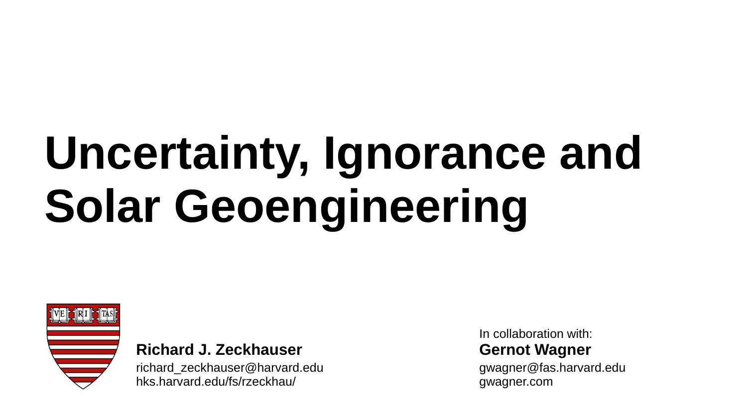# Uncertainty, Ignorance and Solar Geoengineering

**Richard J. Zeckhauser**

richard_zeckhauser@harvard.edu
hks.harvard.edu/fs/rzeckhau/

In collaboration with:

**Gernot Wagner**

gwagner@fas.harvard.edu
gwagner.com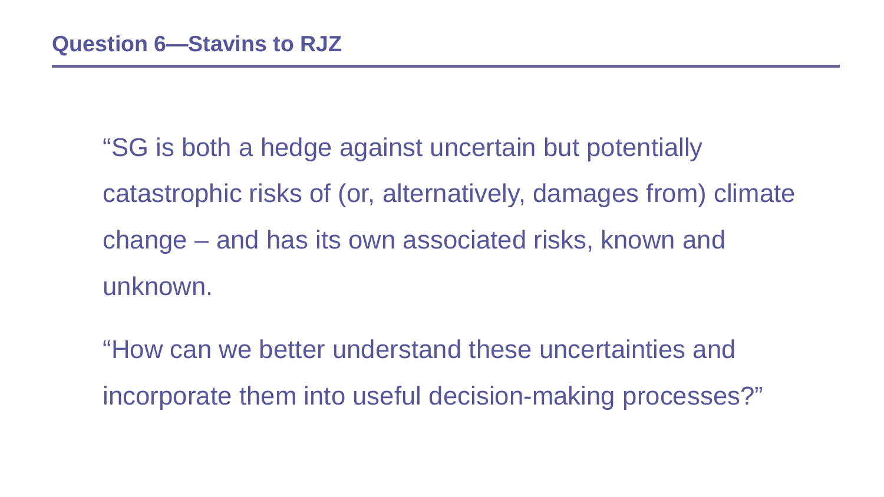## Question 6—Stavins to RJZ

"SG is both a hedge against uncertain but potentially catastrophic risks of (or, alternatively, damages from) climate change – and has its own associated risks, known and unknown.

"How can we better understand these uncertainties and incorporate them into useful decision-making processes?"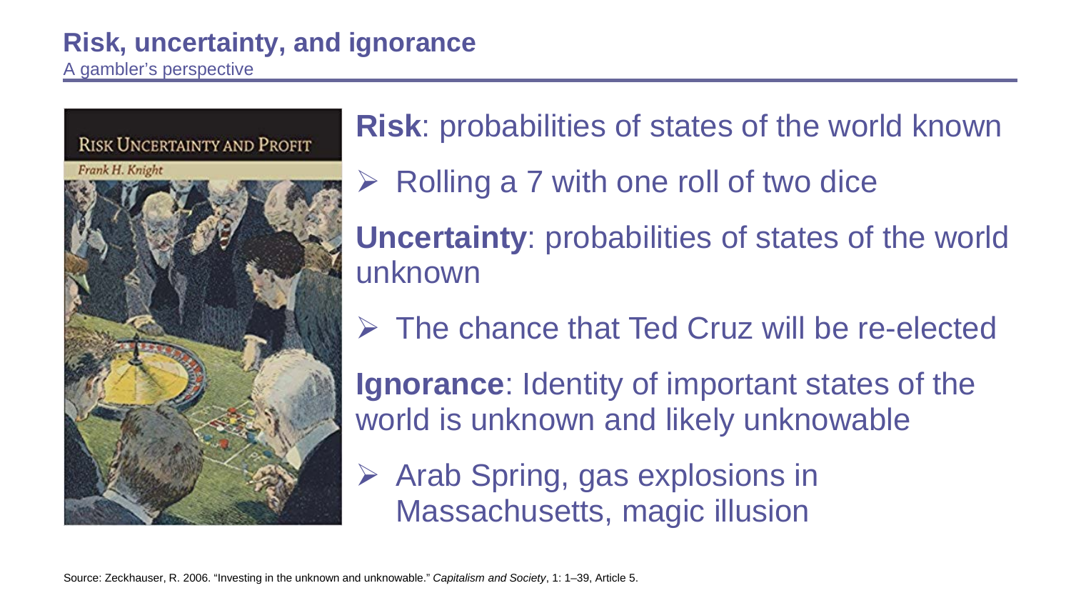# Risk, uncertainty, and ignorance

A gambler's perspective

**Risk**: probabilities of states of the world known

- Rolling a 7 with one roll of two dice

**Uncertainty**: probabilities of states of the world unknown

- The chance that Ted Cruz will be re-elected

**Ignorance**: Identity of important states of the world is unknown and likely unknowable

- Arab Spring, gas explosions in Massachusetts, magic illusion

Source: Zeckhauser, R. 2006. "Investing in the unknown and unknowable." *Capitalism and Society*, 1: 1–39, Article 5.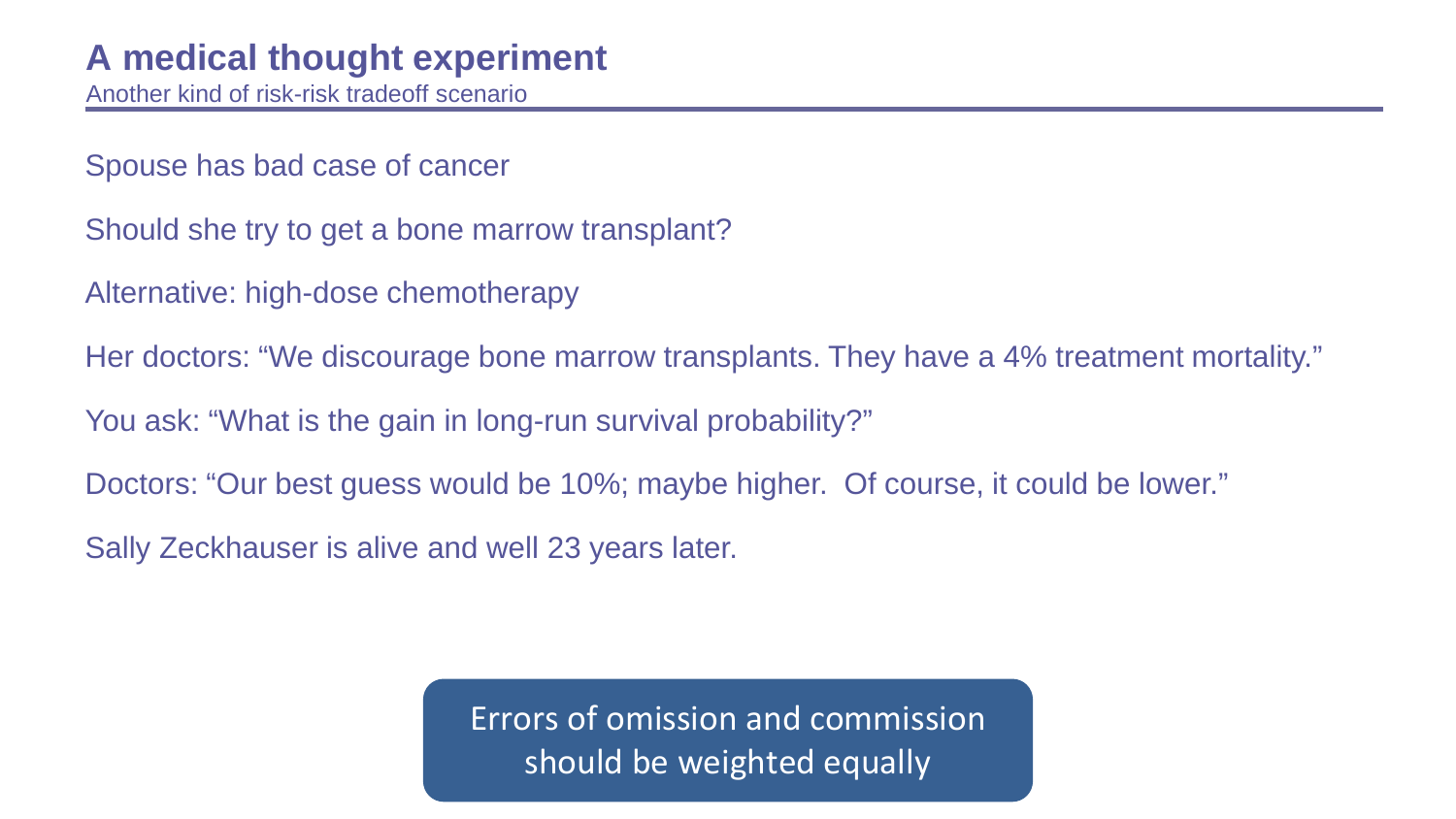# A medical thought experiment

Another kind of risk-risk tradeoff scenario

Spouse has bad case of cancer

Should she try to get a bone marrow transplant?

Alternative: high-dose chemotherapy

Her doctors: “We discourage bone marrow transplants. They have a 4% treatment mortality.”

You ask: “What is the gain in long-run survival probability?”

Doctors: “Our best guess would be 10%; maybe higher.  Of course, it could be lower.”

Sally Zeckhauser is alive and well 23 years later.

Errors of omission and commission should be weighted equally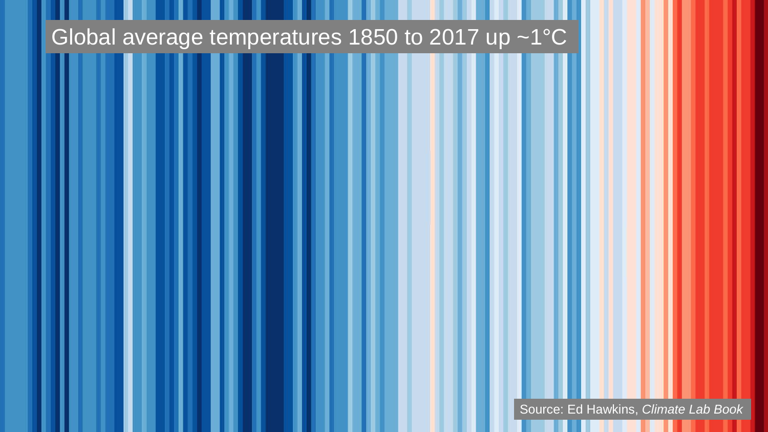# Global average temperatures 1850 to 2017 up ~1°C

Source: Ed Hawkins, *Climate Lab Book*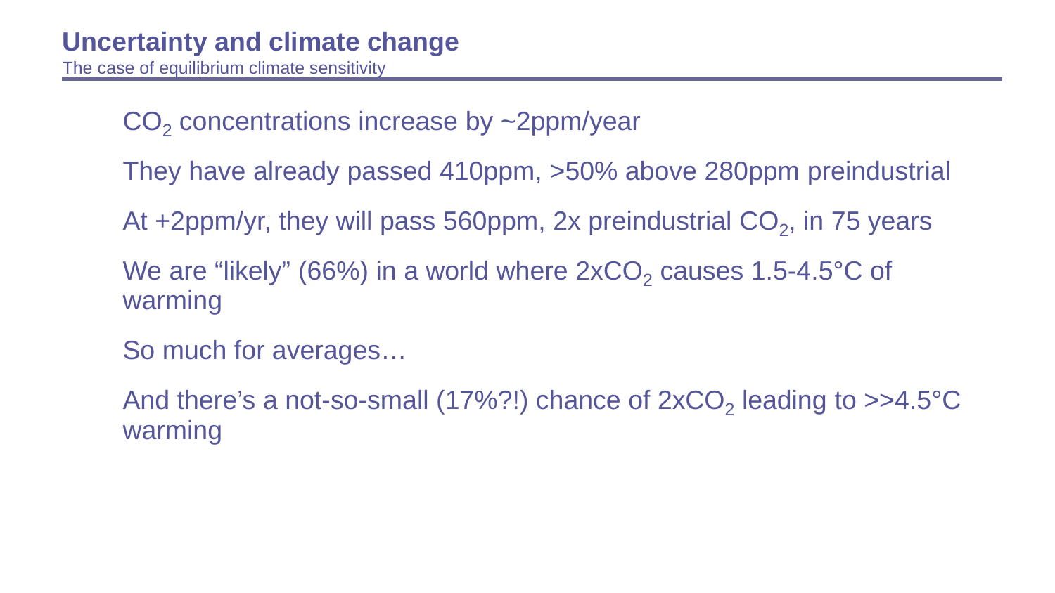# Uncertainty and climate change

The case of equilibrium climate sensitivity

$CO_2$ concentrations increase by ~2ppm/year

They have already passed 410ppm, >50% above 280ppm preindustrial

At +2ppm/yr, they will pass 560ppm, 2x preindustrial $CO_2$, in 75 years

We are “likely” (66%) in a world where $2xCO_2$ causes 1.5-4.5°C of warming

So much for averages…

And there’s a not-so-small (17%?!) chance of $2xCO_2$ leading to >>4.5°C warming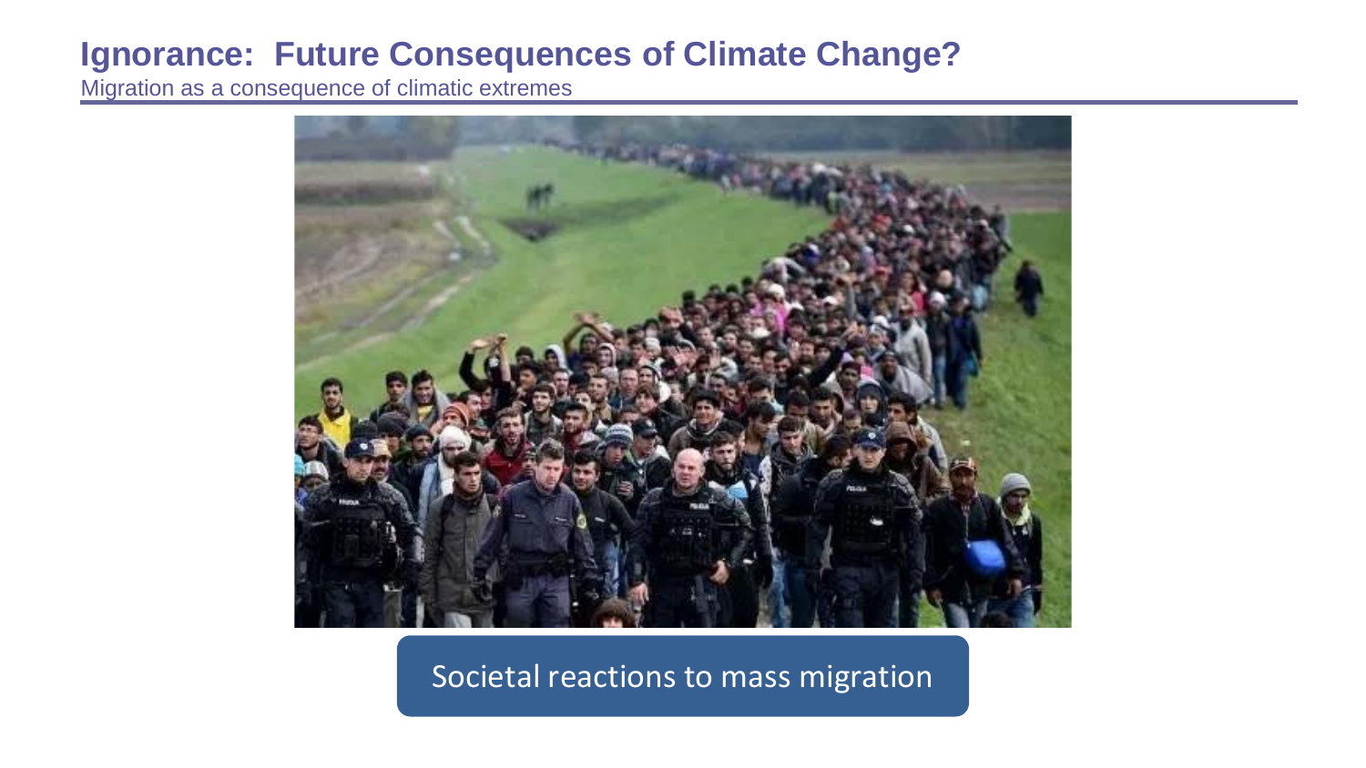# Ignorance: Future Consequences of Climate Change?

Migration as a consequence of climatic extremes

Societal reactions to mass migration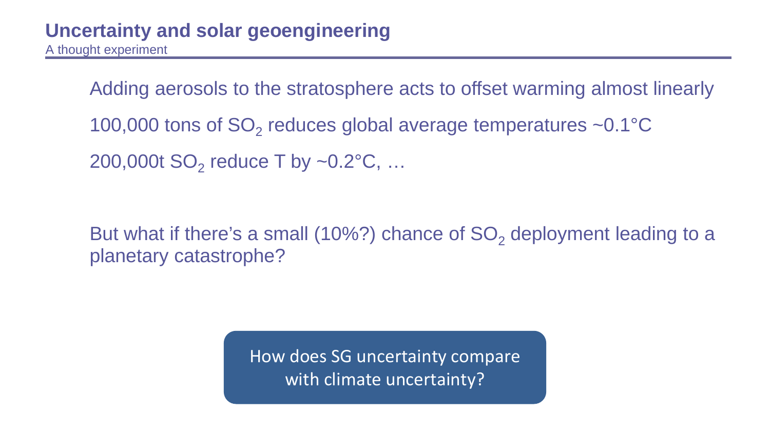## Uncertainty and solar geoengineering

A thought experiment

Adding aerosols to the stratosphere acts to offset warming almost linearly

100,000 tons of $SO_2$ reduces global average temperatures ~0.1°C

200,000t $SO_2$ reduce T by ~0.2°C, …

But what if there's a small (10%?) chance of $SO_2$ deployment leading to a planetary catastrophe?

How does SG uncertainty compare with climate uncertainty?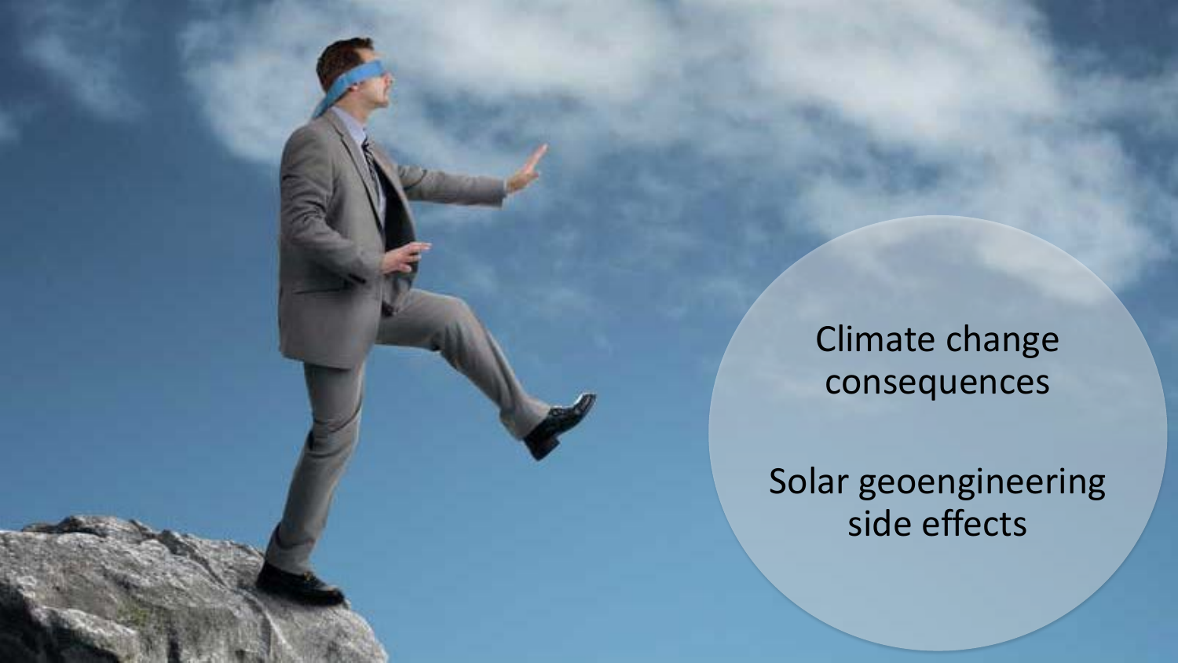Climate change consequences

Solar geoengineering side effects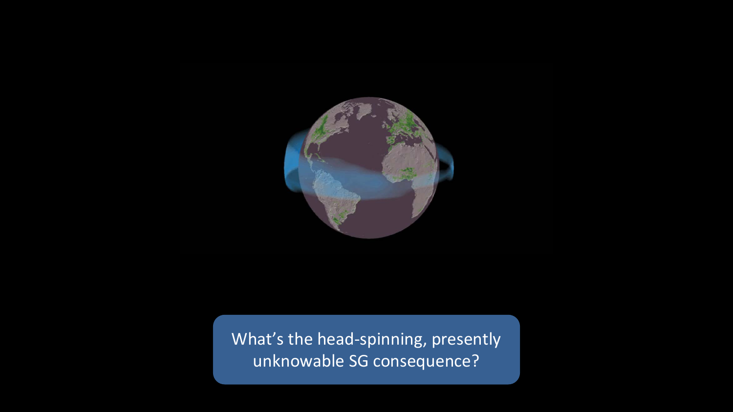What's the head-spinning, presently unknowable SG consequence?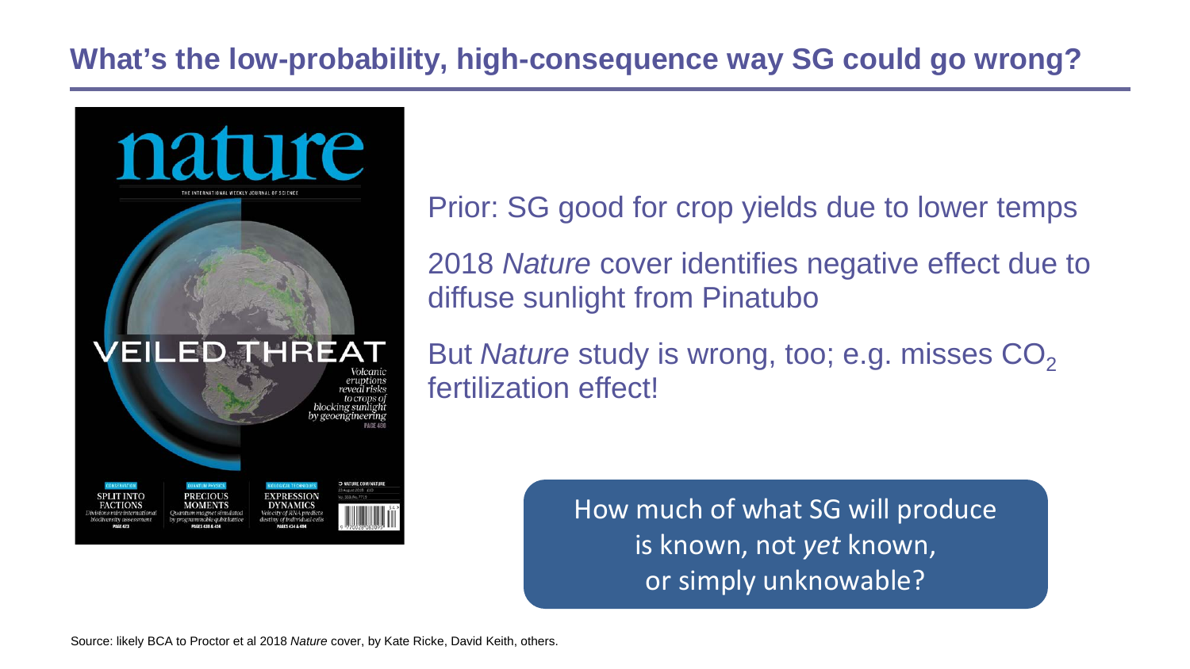## What's the low-probability, high-consequence way SG could go wrong?

Prior: SG good for crop yields due to lower temps

2018 *Nature* cover identifies negative effect due to diffuse sunlight from Pinatubo

But *Nature* study is wrong, too; e.g. misses $CO_2$ fertilization effect!

How much of what SG will produce is known, not *yet* known, or simply unknowable?

Source: likely BCA to Proctor et al 2018 *Nature* cover, by Kate Ricke, David Keith, others.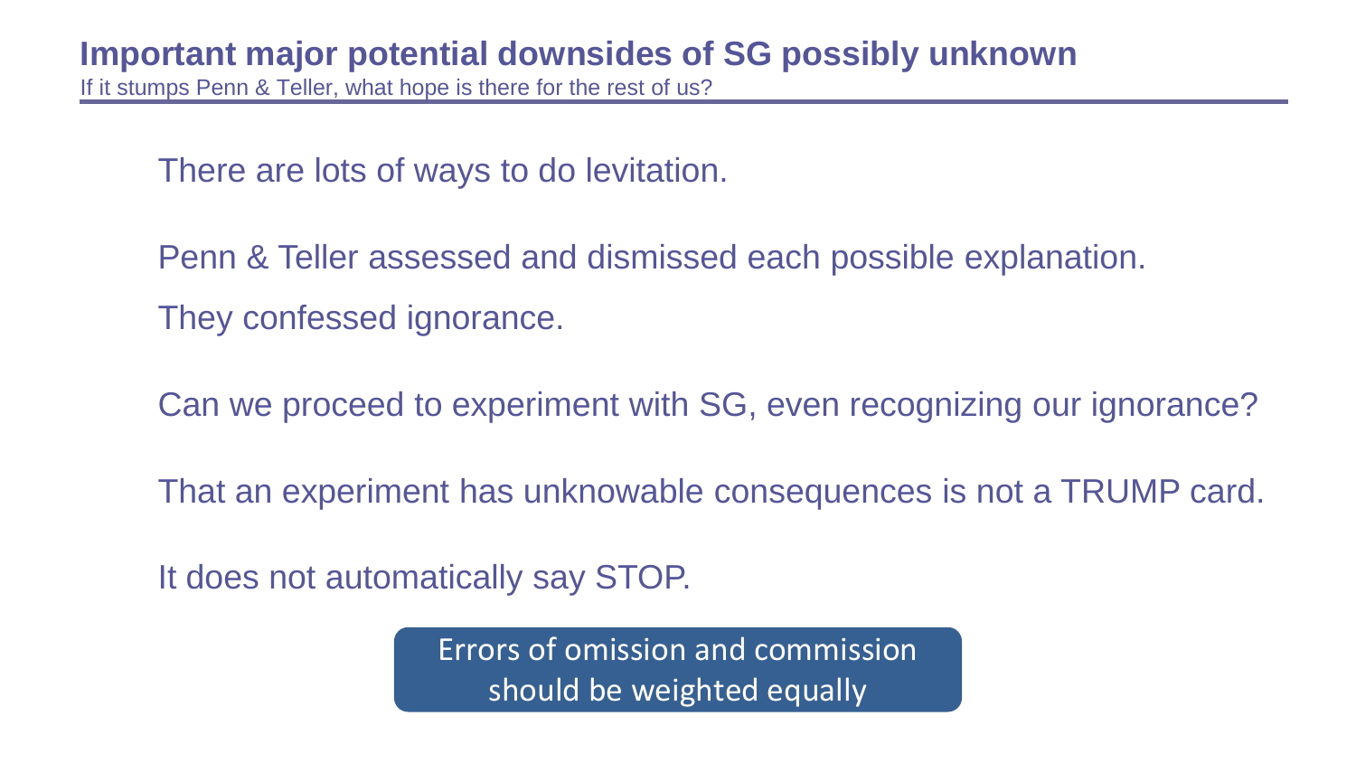## Important major potential downsides of SG possibly unknown

If it stumps Penn & Teller, what hope is there for the rest of us?

There are lots of ways to do levitation.

Penn & Teller assessed and dismissed each possible explanation.

They confessed ignorance.

Can we proceed to experiment with SG, even recognizing our ignorance?

That an experiment has unknowable consequences is not a TRUMP card.

It does not automatically say STOP.

**Errors of omission and commission should be weighted equally**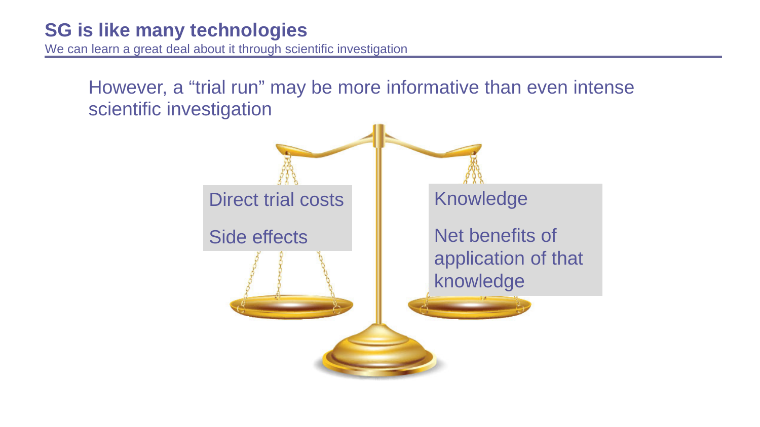## SG is like many technologies

We can learn a great deal about it through scientific investigation

However, a “trial run” may be more informative than even intense scientific investigation

Direct trial costs

Side effects

Knowledge

Net benefits of application of that knowledge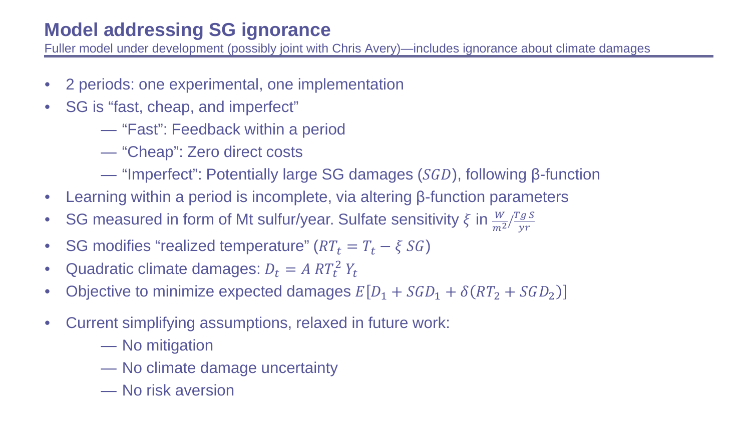# Model addressing SG ignorance

Fuller model under development (possibly joint with Chris Avery)—includes ignorance about climate damages

- 2 periods: one experimental, one implementation
- SG is "fast, cheap, and imperfect"
  - — "Fast": Feedback within a period
  - — "Cheap": Zero direct costs
  - — "Imperfect": Potentially large SG damages ($SGD$), following β-function
- Learning within a period is incomplete, via altering β-function parameters
- SG measured in form of Mt sulfur/year. Sulfate sensitivity $\xi$ in $\frac{W}{m^2} / \frac{Tg\ S}{yr}$
- SG modifies "realized temperature" ($RT_t = T_t - \xi\ SG$)
- Quadratic climate damages: $D_t = A\ RT_t^2\ Y_t$
- Objective to minimize expected damages $E[D_1 + SGD_1 + \delta(RT_2 + SGD_2)]$
- Current simplifying assumptions, relaxed in future work:
  - — No mitigation
  - — No climate damage uncertainty
  - — No risk aversion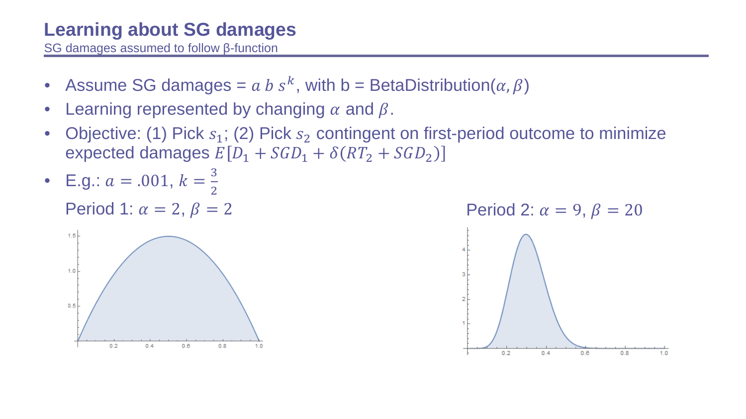# Learning about SG damages

SG damages assumed to follow β-function

- Assume SG damages = $a\, b\, s^k$, with b = BetaDistribution($\alpha, \beta$)
- Learning represented by changing $\alpha$ and $\beta$.
- Objective: (1) Pick $s_1$; (2) Pick $s_2$ contingent on first-period outcome to minimize expected damages $E[D_1 + SGD_1 + \delta(RT_2 + SGD_2)]$
- E.g.: $a = .001$, $k = \frac{3}{2}$

  Period 1: $\alpha = 2$, $\beta = 2$

  Period 2: $\alpha = 9$, $\beta = 20$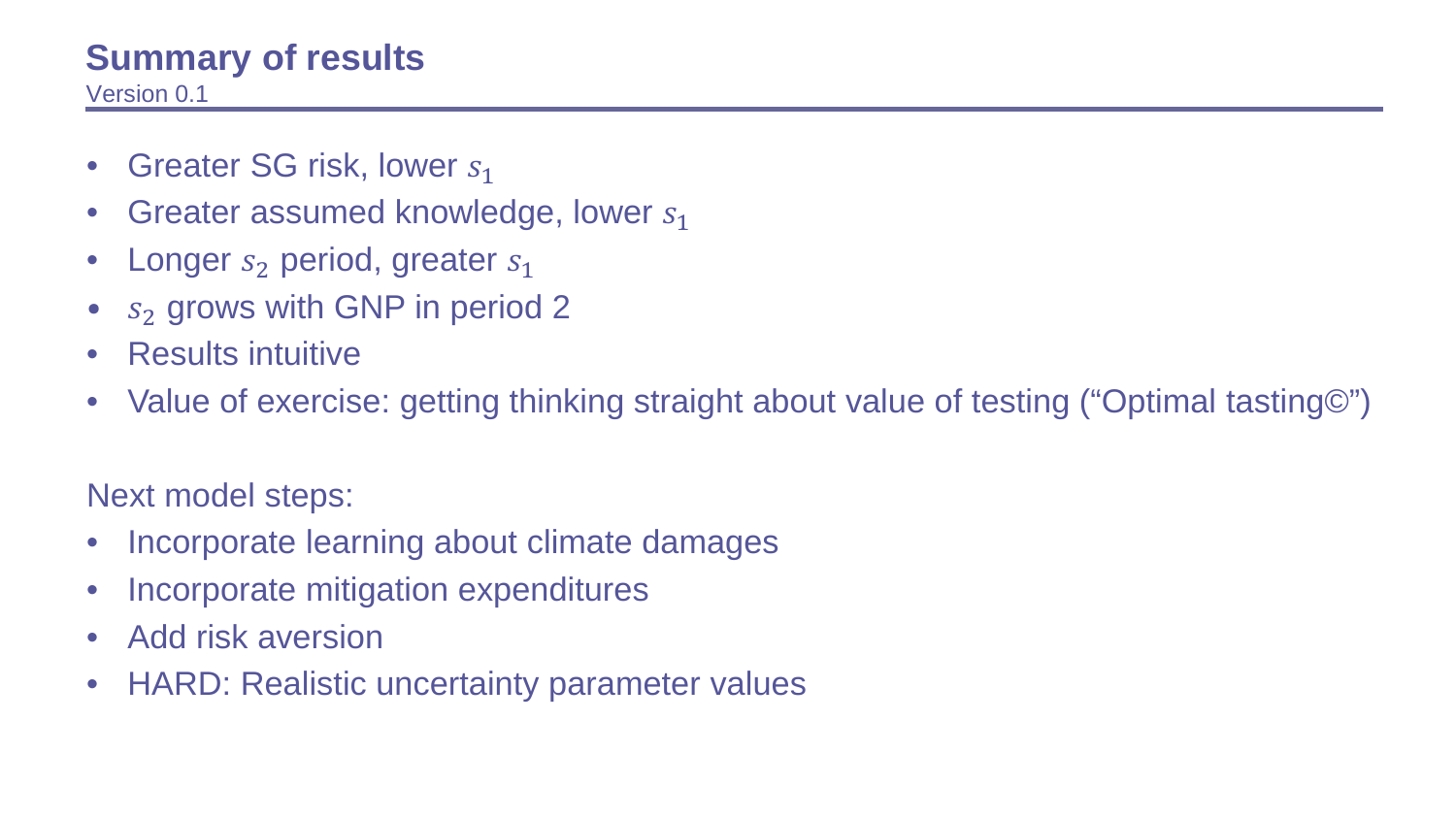# Summary of results

Version 0.1

- Greater SG risk, lower $s_1$
- Greater assumed knowledge, lower $s_1$
- Longer $s_2$ period, greater $s_1$
- $s_2$ grows with GNP in period 2
- Results intuitive
- Value of exercise: getting thinking straight about value of testing ("Optimal tasting©")

Next model steps:

- Incorporate learning about climate damages
- Incorporate mitigation expenditures
- Add risk aversion
- HARD: Realistic uncertainty parameter values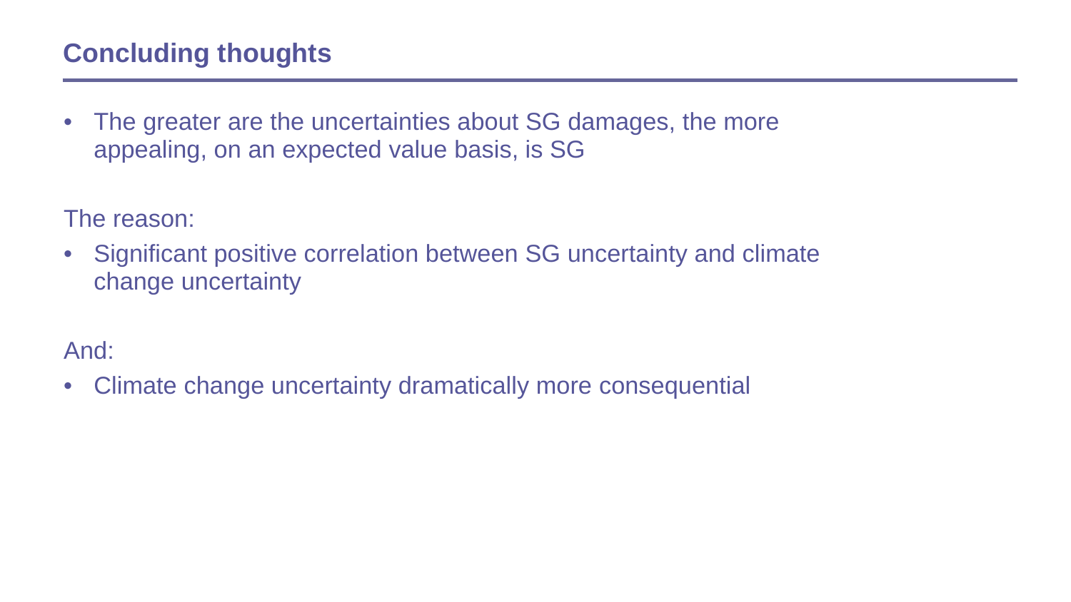## Concluding thoughts

- The greater are the uncertainties about SG damages, the more appealing, on an expected value basis, is SG

The reason:

- Significant positive correlation between SG uncertainty and climate change uncertainty

And:

- Climate change uncertainty dramatically more consequential